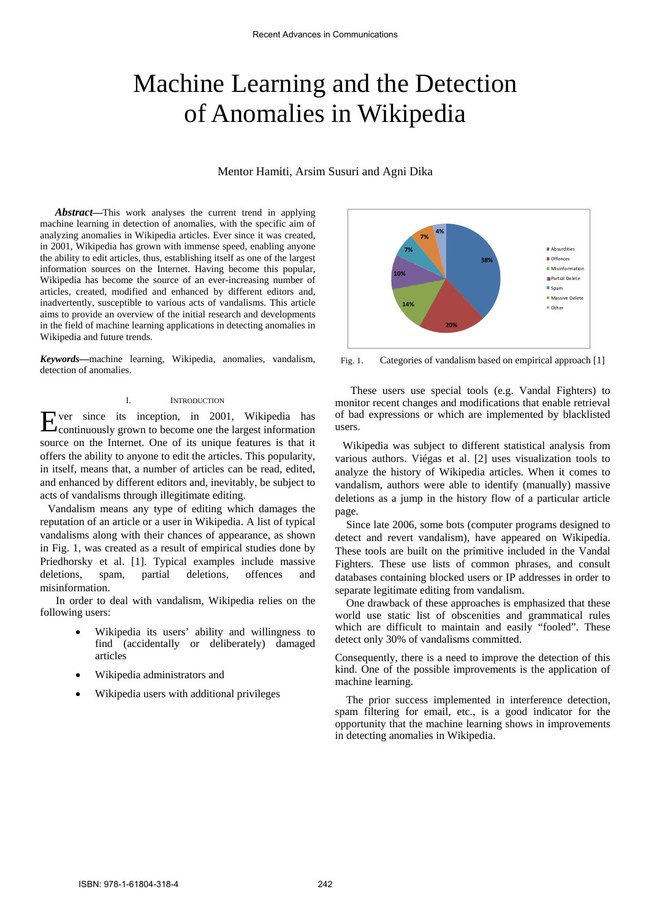# Machine Learning and the Detection of Anomalies in Wikipedia

Mentor Hamiti, Arsim Susuri and Agni Dika

***Abstract*—**This work analyses the current trend in applying machine learning in detection of anomalies, with the specific aim of analyzing anomalies in Wikipedia articles. Ever since it was created, in 2001, Wikipedia has grown with immense speed, enabling anyone the ability to edit articles, thus, establishing itself as one of the largest information sources on the Internet. Having become this popular, Wikipedia has become the source of an ever-increasing number of articles, created, modified and enhanced by different editors and, inadvertently, susceptible to various acts of vandalisms. This article aims to provide an overview of the initial research and developments in the field of machine learning applications in detecting anomalies in Wikipedia and future trends.

***Keywords*—**machine learning, Wikipedia, anomalies, vandalism, detection of anomalies.

## I. Introduction

Ever since its inception, in 2001, Wikipedia has continuously grown to become one the largest information source on the Internet. One of its unique features is that it offers the ability to anyone to edit the articles. This popularity, in itself, means that, a number of articles can be read, edited, and enhanced by different editors and, inevitably, be subject to acts of vandalisms through illegitimate editing.

Vandalism means any type of editing which damages the reputation of an article or a user in Wikipedia. A list of typical vandalisms along with their chances of appearance, as shown in Fig. 1, was created as a result of empirical studies done by Priedhorsky et al. [1]. Typical examples include massive deletions, spam, partial deletions, offences and misinformation.

In order to deal with vandalism, Wikipedia relies on the following users:

- Wikipedia its users' ability and willingness to find (accidentally or deliberately) damaged articles
- Wikipedia administrators and
- Wikipedia users with additional privileges

38%
20%
14%
10%
7%
7%
4%
Absurdities
Offences
Misinformation
Partial Delete
Spam
Massive Delete
Other

Fig. 1. Categories of vandalism based on empirical approach [1]

These users use special tools (e.g. Vandal Fighters) to monitor recent changes and modifications that enable retrieval of bad expressions or which are implemented by blacklisted users.

Wikipedia was subject to different statistical analysis from various authors. Viégas et al. [2] uses visualization tools to analyze the history of Wikipedia articles. When it comes to vandalism, authors were able to identify (manually) massive deletions as a jump in the history flow of a particular article page.

Since late 2006, some bots (computer programs designed to detect and revert vandalism), have appeared on Wikipedia. These tools are built on the primitive included in the Vandal Fighters. These use lists of common phrases, and consult databases containing blocked users or IP addresses in order to separate legitimate editing from vandalism.

One drawback of these approaches is emphasized that these world use static list of obscenities and grammatical rules which are difficult to maintain and easily "fooled". These detect only 30% of vandalisms committed.

Consequently, there is a need to improve the detection of this kind. One of the possible improvements is the application of machine learning.

The prior success implemented in interference detection, spam filtering for email, etc., is a good indicator for the opportunity that the machine learning shows in improvements in detecting anomalies in Wikipedia.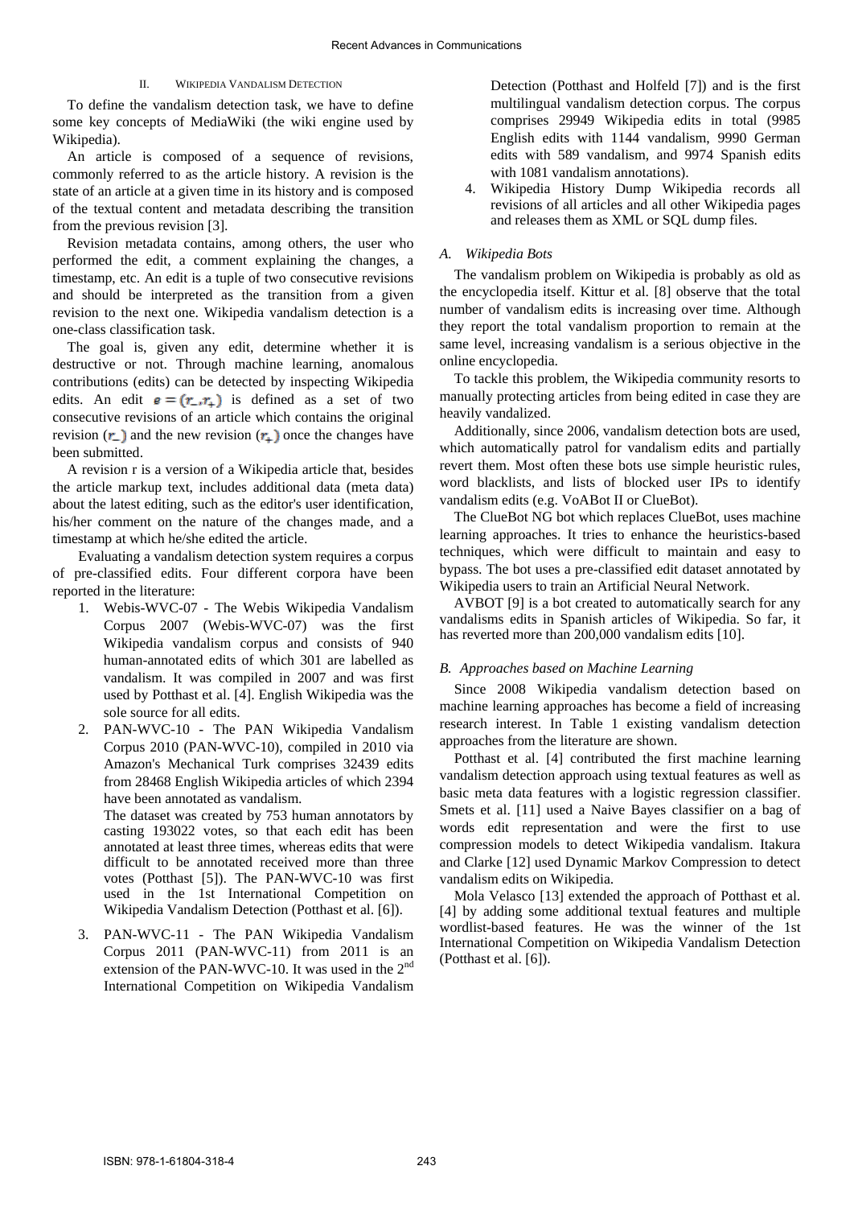## II. Wikipedia Vandalism Detection

To define the vandalism detection task, we have to define some key concepts of MediaWiki (the wiki engine used by Wikipedia).

An article is composed of a sequence of revisions, commonly referred to as the article history. A revision is the state of an article at a given time in its history and is composed of the textual content and metadata describing the transition from the previous revision [3].

Revision metadata contains, among others, the user who performed the edit, a comment explaining the changes, a timestamp, etc. An edit is a tuple of two consecutive revisions and should be interpreted as the transition from a given revision to the next one. Wikipedia vandalism detection is a one-class classification task.

The goal is, given any edit, determine whether it is destructive or not. Through machine learning, anomalous contributions (edits) can be detected by inspecting Wikipedia edits. An edit $e = (r_-, r_+)$ is defined as a set of two consecutive revisions of an article which contains the original revision ($r_-$) and the new revision ($r_+$) once the changes have been submitted.

A revision r is a version of a Wikipedia article that, besides the article markup text, includes additional data (meta data) about the latest editing, such as the editor's user identification, his/her comment on the nature of the changes made, and a timestamp at which he/she edited the article.

Evaluating a vandalism detection system requires a corpus of pre-classified edits. Four different corpora have been reported in the literature:

1. Webis-WVC-07 - The Webis Wikipedia Vandalism Corpus 2007 (Webis-WVC-07) was the first Wikipedia vandalism corpus and consists of 940 human-annotated edits of which 301 are labelled as vandalism. It was compiled in 2007 and was first used by Potthast et al. [4]. English Wikipedia was the sole source for all edits.
2. PAN-WVC-10 - The PAN Wikipedia Vandalism Corpus 2010 (PAN-WVC-10), compiled in 2010 via Amazon's Mechanical Turk comprises 32439 edits from 28468 English Wikipedia articles of which 2394 have been annotated as vandalism.
   The dataset was created by 753 human annotators by casting 193022 votes, so that each edit has been annotated at least three times, whereas edits that were difficult to be annotated received more than three votes (Potthast [5]). The PAN-WVC-10 was first used in the 1st International Competition on Wikipedia Vandalism Detection (Potthast et al. [6]).
3. PAN-WVC-11 - The PAN Wikipedia Vandalism Corpus 2011 (PAN-WVC-11) from 2011 is an extension of the PAN-WVC-10. It was used in the 2nd International Competition on Wikipedia Vandalism Detection (Potthast and Holfeld [7]) and is the first multilingual vandalism detection corpus. The corpus comprises 29949 Wikipedia edits in total (9985 English edits with 1144 vandalism, 9990 German edits with 589 vandalism, and 9974 Spanish edits with 1081 vandalism annotations).
4. Wikipedia History Dump Wikipedia records all revisions of all articles and all other Wikipedia pages and releases them as XML or SQL dump files.

### A. Wikipedia Bots

The vandalism problem on Wikipedia is probably as old as the encyclopedia itself. Kittur et al. [8] observe that the total number of vandalism edits is increasing over time. Although they report the total vandalism proportion to remain at the same level, increasing vandalism is a serious objective in the online encyclopedia.

To tackle this problem, the Wikipedia community resorts to manually protecting articles from being edited in case they are heavily vandalized.

Additionally, since 2006, vandalism detection bots are used, which automatically patrol for vandalism edits and partially revert them. Most often these bots use simple heuristic rules, word blacklists, and lists of blocked user IPs to identify vandalism edits (e.g. VoABot II or ClueBot).

The ClueBot NG bot which replaces ClueBot, uses machine learning approaches. It tries to enhance the heuristics-based techniques, which were difficult to maintain and easy to bypass. The bot uses a pre-classified edit dataset annotated by Wikipedia users to train an Artificial Neural Network.

AVBOT [9] is a bot created to automatically search for any vandalisms edits in Spanish articles of Wikipedia. So far, it has reverted more than 200,000 vandalism edits [10].

### B. Approaches based on Machine Learning

Since 2008 Wikipedia vandalism detection based on machine learning approaches has become a field of increasing research interest. In Table 1 existing vandalism detection approaches from the literature are shown.

Potthast et al. [4] contributed the first machine learning vandalism detection approach using textual features as well as basic meta data features with a logistic regression classifier. Smets et al. [11] used a Naive Bayes classifier on a bag of words edit representation and were the first to use compression models to detect Wikipedia vandalism. Itakura and Clarke [12] used Dynamic Markov Compression to detect vandalism edits on Wikipedia.

Mola Velasco [13] extended the approach of Potthast et al. [4] by adding some additional textual features and multiple wordlist-based features. He was the winner of the 1st International Competition on Wikipedia Vandalism Detection (Potthast et al. [6]).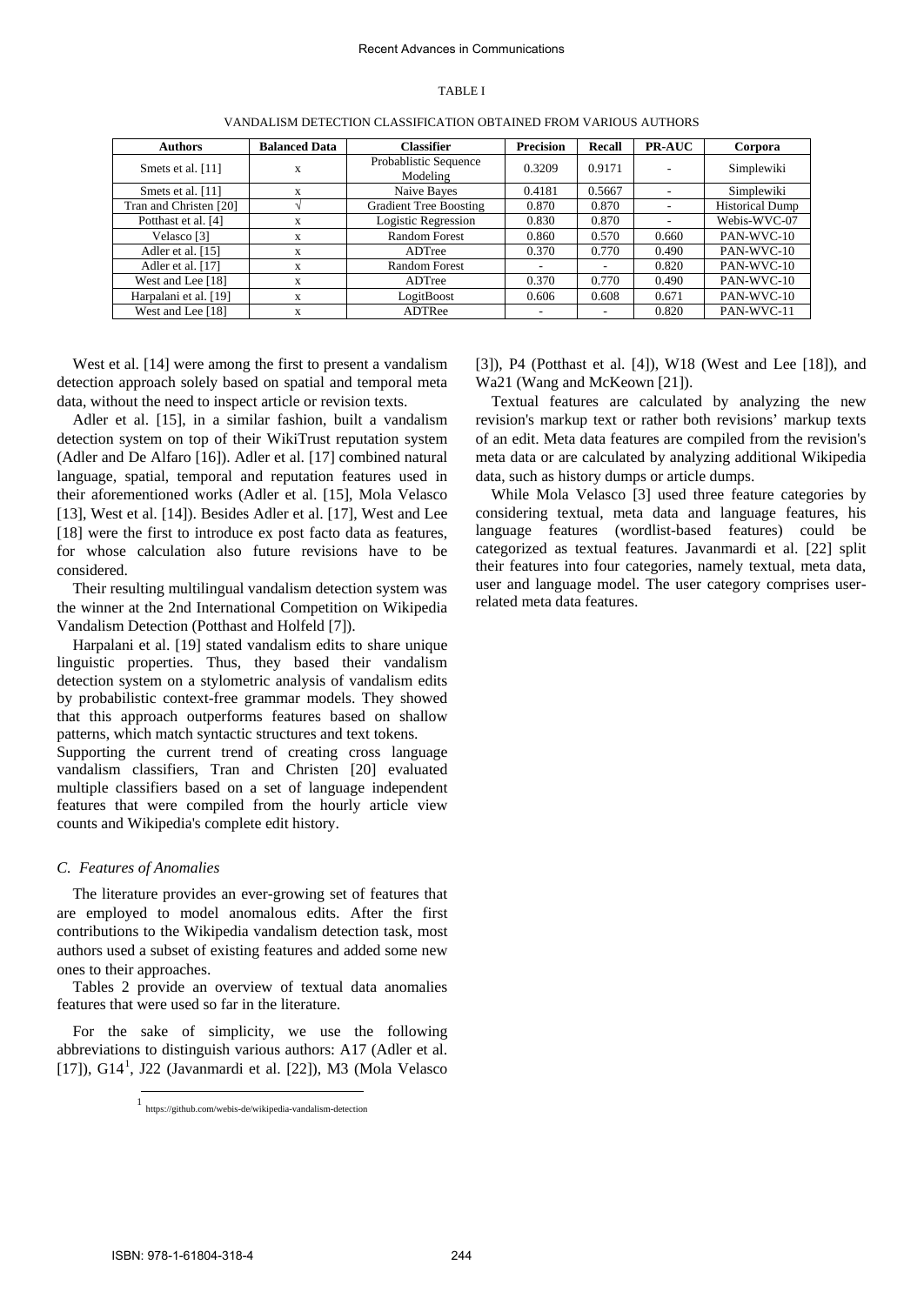TABLE I

VANDALISM DETECTION CLASSIFICATION OBTAINED FROM VARIOUS AUTHORS

| Authors | Balanced Data | Classifier | Precision | Recall | PR-AUC | Corpora |
|---|---|---|---|---|---|---|
| Smets et al. [11] | x | Probablistic Sequence Modeling | 0.3209 | 0.9171 | - | Simplewiki |
| Smets et al. [11] | x | Naive Bayes | 0.4181 | 0.5667 | - | Simplewiki |
| Tran and Christen [20] | √ | Gradient Tree Boosting | 0.870 | 0.870 | - | Historical Dump |
| Potthast et al. [4] | x | Logistic Regression | 0.830 | 0.870 | - | Webis-WVC-07 |
| Velasco [3] | x | Random Forest | 0.860 | 0.570 | 0.660 | PAN-WVC-10 |
| Adler et al. [15] | x | ADTree | 0.370 | 0.770 | 0.490 | PAN-WVC-10 |
| Adler et al. [17] | x | Random Forest | - | - | 0.820 | PAN-WVC-10 |
| West and Lee [18] | x | ADTree | 0.370 | 0.770 | 0.490 | PAN-WVC-10 |
| Harpalani et al. [19] | x | LogitBoost | 0.606 | 0.608 | 0.671 | PAN-WVC-10 |
| West and Lee [18] | x | ADTRee | - | - | 0.820 | PAN-WVC-11 |

West et al. [14] were among the first to present a vandalism detection approach solely based on spatial and temporal meta data, without the need to inspect article or revision texts.

Adler et al. [15], in a similar fashion, built a vandalism detection system on top of their WikiTrust reputation system (Adler and De Alfaro [16]). Adler et al. [17] combined natural language, spatial, temporal and reputation features used in their aforementioned works (Adler et al. [15], Mola Velasco [13], West et al. [14]). Besides Adler et al. [17], West and Lee [18] were the first to introduce ex post facto data as features, for whose calculation also future revisions have to be considered.

Their resulting multilingual vandalism detection system was the winner at the 2nd International Competition on Wikipedia Vandalism Detection (Potthast and Holfeld [7]).

Harpalani et al. [19] stated vandalism edits to share unique linguistic properties. Thus, they based their vandalism detection system on a stylometric analysis of vandalism edits by probabilistic context-free grammar models. They showed that this approach outperforms features based on shallow patterns, which match syntactic structures and text tokens.
Supporting the current trend of creating cross language vandalism classifiers, Tran and Christen [20] evaluated multiple classifiers based on a set of language independent features that were compiled from the hourly article view counts and Wikipedia's complete edit history.

### *C. Features of Anomalies*

The literature provides an ever-growing set of features that are employed to model anomalous edits. After the first contributions to the Wikipedia vandalism detection task, most authors used a subset of existing features and added some new ones to their approaches.

Tables 2 provide an overview of textual data anomalies features that were used so far in the literature.

For the sake of simplicity, we use the following abbreviations to distinguish various authors: A17 (Adler et al. [17]), G14[1], J22 (Javanmardi et al. [22]), M3 (Mola Velasco [3]), P4 (Potthast et al. [4]), W18 (West and Lee [18]), and Wa21 (Wang and McKeown [21]).

Textual features are calculated by analyzing the new revision's markup text or rather both revisions' markup texts of an edit. Meta data features are compiled from the revision's meta data or are calculated by analyzing additional Wikipedia data, such as history dumps or article dumps.

While Mola Velasco [3] used three feature categories by considering textual, meta data and language features, his language features (wordlist-based features) could be categorized as textual features. Javanmardi et al. [22] split their features into four categories, namely textual, meta data, user and language model. The user category comprises user-related meta data features.

[1] https://github.com/webis-de/wikipedia-vandalism-detection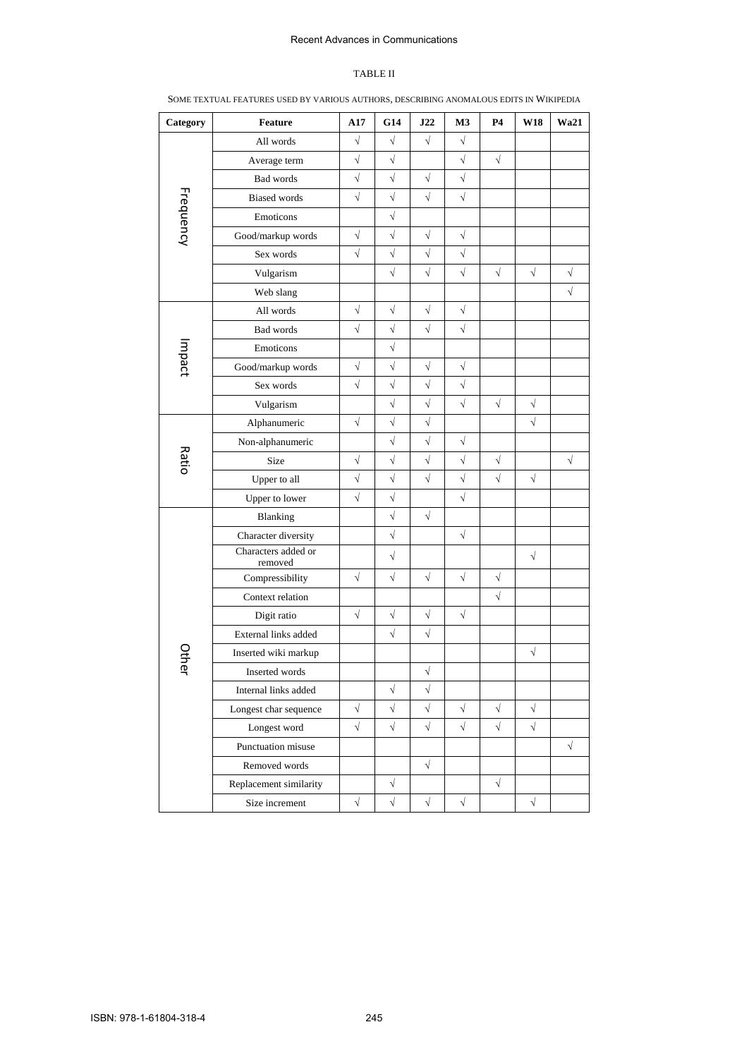TABLE II

SOME TEXTUAL FEATURES USED BY VARIOUS AUTHORS, DESCRIBING ANOMALOUS EDITS IN WIKIPEDIA

| Category | Feature | A17 | G14 | J22 | M3 | P4 | W18 | Wa21 |
|---|---|---|---|---|---|---|---|---|
| Frequency | All words | √ | √ | √ | √ | | | |
| | Average term | √ | √ | | √ | √ | | |
| | Bad words | √ | √ | √ | √ | | | |
| | Biased words | √ | √ | √ | √ | | | |
| | Emoticons | | √ | | | | | |
| | Good/markup words | √ | √ | √ | √ | | | |
| | Sex words | √ | √ | √ | √ | | | |
| | Vulgarism | | √ | √ | √ | √ | √ | √ |
| | Web slang | | | | | | | √ |
| Impact | All words | √ | √ | √ | √ | | | |
| | Bad words | √ | √ | √ | √ | | | |
| | Emoticons | | √ | | | | | |
| | Good/markup words | √ | √ | √ | √ | | | |
| | Sex words | √ | √ | √ | √ | | | |
| | Vulgarism | | √ | √ | √ | √ | √ | |
| Ratio | Alphanumeric | √ | √ | √ | | | √ | |
| | Non-alphanumeric | | √ | √ | √ | | | |
| | Size | √ | √ | √ | √ | √ | | √ |
| | Upper to all | √ | √ | √ | √ | √ | √ | |
| | Upper to lower | √ | √ | | √ | | | |
| Other | Blanking | | √ | √ | | | | |
| | Character diversity | | √ | | √ | | | |
| | Characters added or removed | | √ | | | | √ | |
| | Compressibility | √ | √ | √ | √ | √ | | |
| | Context relation | | | | | √ | | |
| | Digit ratio | √ | √ | √ | √ | | | |
| | External links added | | √ | √ | | | | |
| | Inserted wiki markup | | | | | | √ | |
| | Inserted words | | | √ | | | | |
| | Internal links added | | √ | √ | | | | |
| | Longest char sequence | √ | √ | √ | √ | √ | √ | |
| | Longest word | √ | √ | √ | √ | √ | √ | |
| | Punctuation misuse | | | | | | | √ |
| | Removed words | | | √ | | | | |
| | Replacement similarity | | √ | | | √ | | |
| | Size increment | √ | √ | √ | √ | | √ | |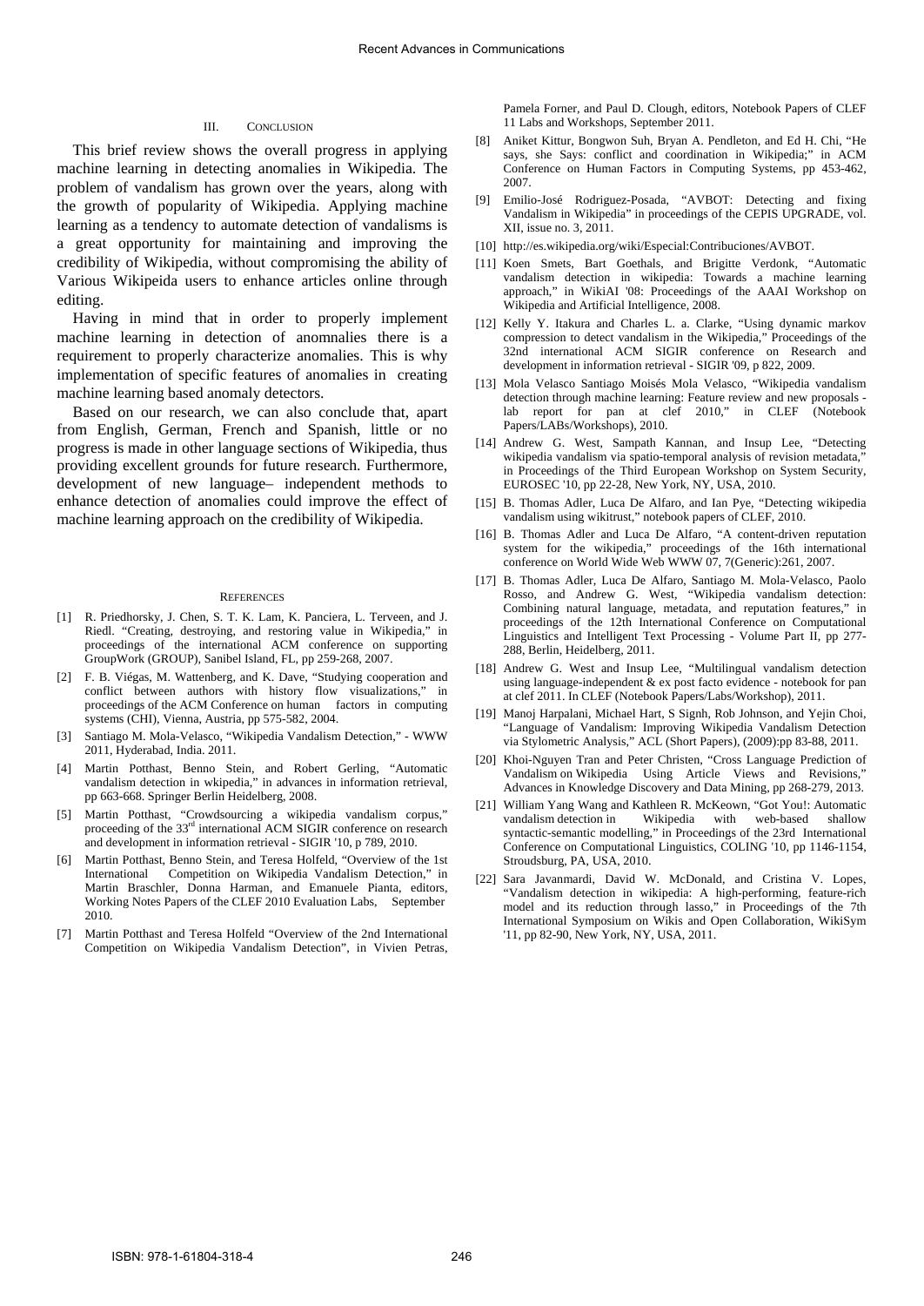## III. Conclusion

This brief review shows the overall progress in applying machine learning in detecting anomalies in Wikipedia. The problem of vandalism has grown over the years, along with the growth of popularity of Wikipedia. Applying machine learning as a tendency to automate detection of vandalisms is a great opportunity for maintaining and improving the credibility of Wikipedia, without compromising the ability of Various Wikipeida users to enhance articles online through editing.

Having in mind that in order to properly implement machine learning in detection of anomnalies there is a requirement to properly characterize anomalies. This is why implementation of specific features of anomalies in creating machine learning based anomaly detectors.

Based on our research, we can also conclude that, apart from English, German, French and Spanish, little or no progress is made in other language sections of Wikipedia, thus providing excellent grounds for future research. Furthermore, development of new language– independent methods to enhance detection of anomalies could improve the effect of machine learning approach on the credibility of Wikipedia.

## References

[1] R. Priedhorsky, J. Chen, S. T. K. Lam, K. Panciera, L. Terveen, and J. Riedl. "Creating, destroying, and restoring value in Wikipedia," in proceedings of the international ACM conference on supporting GroupWork (GROUP), Sanibel Island, FL, pp 259-268, 2007.

[2] F. B. Viégas, M. Wattenberg, and K. Dave, "Studying cooperation and conflict between authors with history flow visualizations," in proceedings of the ACM Conference on human factors in computing systems (CHI), Vienna, Austria, pp 575-582, 2004.

[3] Santiago M. Mola-Velasco, "Wikipedia Vandalism Detection," - WWW 2011, Hyderabad, India. 2011.

[4] Martin Potthast, Benno Stein, and Robert Gerling, "Automatic vandalism detection in wkipedia," in advances in information retrieval, pp 663-668. Springer Berlin Heidelberg, 2008.

[5] Martin Potthast, "Crowdsourcing a wikipedia vandalism corpus," proceeding of the 33rd international ACM SIGIR conference on research and development in information retrieval - SIGIR '10, p 789, 2010.

[6] Martin Potthast, Benno Stein, and Teresa Holfeld, "Overview of the 1st International Competition on Wikipedia Vandalism Detection," in Martin Braschler, Donna Harman, and Emanuele Pianta, editors, Working Notes Papers of the CLEF 2010 Evaluation Labs, September 2010.

[7] Martin Potthast and Teresa Holfeld "Overview of the 2nd International Competition on Wikipedia Vandalism Detection", in Vivien Petras, Pamela Forner, and Paul D. Clough, editors, Notebook Papers of CLEF 11 Labs and Workshops, September 2011.

[8] Aniket Kittur, Bongwon Suh, Bryan A. Pendleton, and Ed H. Chi, "He says, she Says: conflict and coordination in Wikipedia;" in ACM Conference on Human Factors in Computing Systems, pp 453-462, 2007.

[9] Emilio-José Rodriguez-Posada, "AVBOT: Detecting and fixing Vandalism in Wikipedia" in proceedings of the CEPIS UPGRADE, vol. XII, issue no. 3, 2011.

[10] http://es.wikipedia.org/wiki/Especial:Contribuciones/AVBOT.

[11] Koen Smets, Bart Goethals, and Brigitte Verdonk, "Automatic vandalism detection in wikipedia: Towards a machine learning approach," in WikiAI '08: Proceedings of the AAAI Workshop on Wikipedia and Artificial Intelligence, 2008.

[12] Kelly Y. Itakura and Charles L. a. Clarke, "Using dynamic markov compression to detect vandalism in the Wikipedia," Proceedings of the 32nd international ACM SIGIR conference on Research and development in information retrieval - SIGIR '09, p 822, 2009.

[13] Mola Velasco Santiago Moisés Mola Velasco, "Wikipedia vandalism detection through machine learning: Feature review and new proposals - lab report for pan at clef 2010," in CLEF (Notebook Papers/LABs/Workshops), 2010.

[14] Andrew G. West, Sampath Kannan, and Insup Lee, "Detecting wikipedia vandalism via spatio-temporal analysis of revision metadata," in Proceedings of the Third European Workshop on System Security, EUROSEC '10, pp 22-28, New York, NY, USA, 2010.

[15] B. Thomas Adler, Luca De Alfaro, and Ian Pye, "Detecting wikipedia vandalism using wikitrust," notebook papers of CLEF, 2010.

[16] B. Thomas Adler and Luca De Alfaro, "A content-driven reputation system for the wikipedia," proceedings of the 16th international conference on World Wide Web WWW 07, 7(Generic):261, 2007.

[17] B. Thomas Adler, Luca De Alfaro, Santiago M. Mola-Velasco, Paolo Rosso, and Andrew G. West, "Wikipedia vandalism detection: Combining natural language, metadata, and reputation features," in proceedings of the 12th International Conference on Computational Linguistics and Intelligent Text Processing - Volume Part II, pp 277-288, Berlin, Heidelberg, 2011.

[18] Andrew G. West and Insup Lee, "Multilingual vandalism detection using language-independent & ex post facto evidence - notebook for pan at clef 2011. In CLEF (Notebook Papers/Labs/Workshop), 2011.

[19] Manoj Harpalani, Michael Hart, S Signh, Rob Johnson, and Yejin Choi, "Language of Vandalism: Improving Wikipedia Vandalism Detection via Stylometric Analysis," ACL (Short Papers), (2009):pp 83-88, 2011.

[20] Khoi-Nguyen Tran and Peter Christen, "Cross Language Prediction of Vandalism on Wikipedia Using Article Views and Revisions," Advances in Knowledge Discovery and Data Mining, pp 268-279, 2013.

[21] William Yang Wang and Kathleen R. McKeown, "Got You!: Automatic vandalism detection in Wikipedia with web-based shallow syntactic-semantic modelling," in Proceedings of the 23rd International Conference on Computational Linguistics, COLING '10, pp 1146-1154, Stroudsburg, PA, USA, 2010.

[22] Sara Javanmardi, David W. McDonald, and Cristina V. Lopes, "Vandalism detection in wikipedia: A high-performing, feature-rich model and its reduction through lasso," in Proceedings of the 7th International Symposium on Wikis and Open Collaboration, WikiSym '11, pp 82-90, New York, NY, USA, 2011.